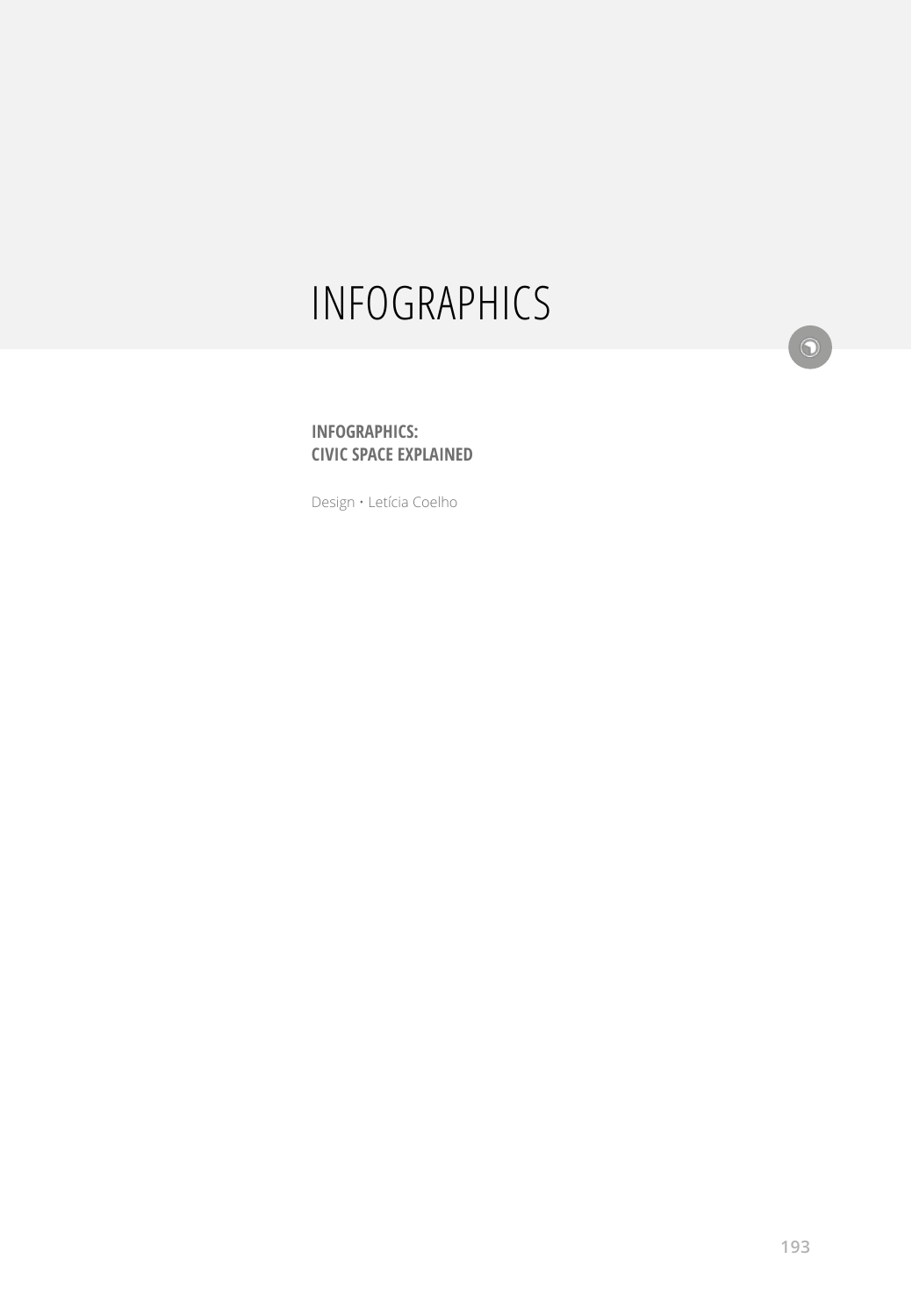# INFOGRAPHICS

## INFOGRAPHICS: CIVIC SPACE EXPLAINED

Design • Letícia Coelho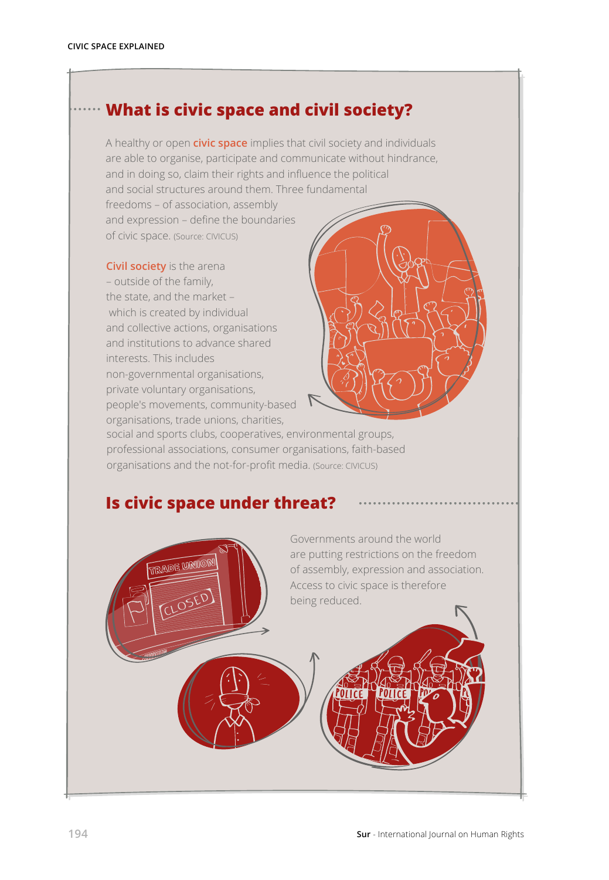## What is civic space and civil society?

A healthy or open **civic space** implies that civil society and individuals are able to organise, participate and communicate without hindrance, and in doing so, claim their rights and influence the political and social structures around them. Three fundamental freedoms – of association, assembly and expression – define the boundaries of civic space. (Source: CIVICUS)

**Civil society** is the arena – outside of the family, the state, and the market – which is created by individual and collective actions, organisations and institutions to advance shared interests. This includes non-governmental organisations, private voluntary organisations, people's movements, community-based organisations, trade unions, charities, social and sports clubs, cooperatives, environmental groups, professional associations, consumer organisations, faith-based organisations and the not-for-profit media. (Source: CIVICUS)

## Is civic space under threat?

Governments around the world are putting restrictions on the freedom of assembly, expression and association. Access to civic space is therefore being reduced.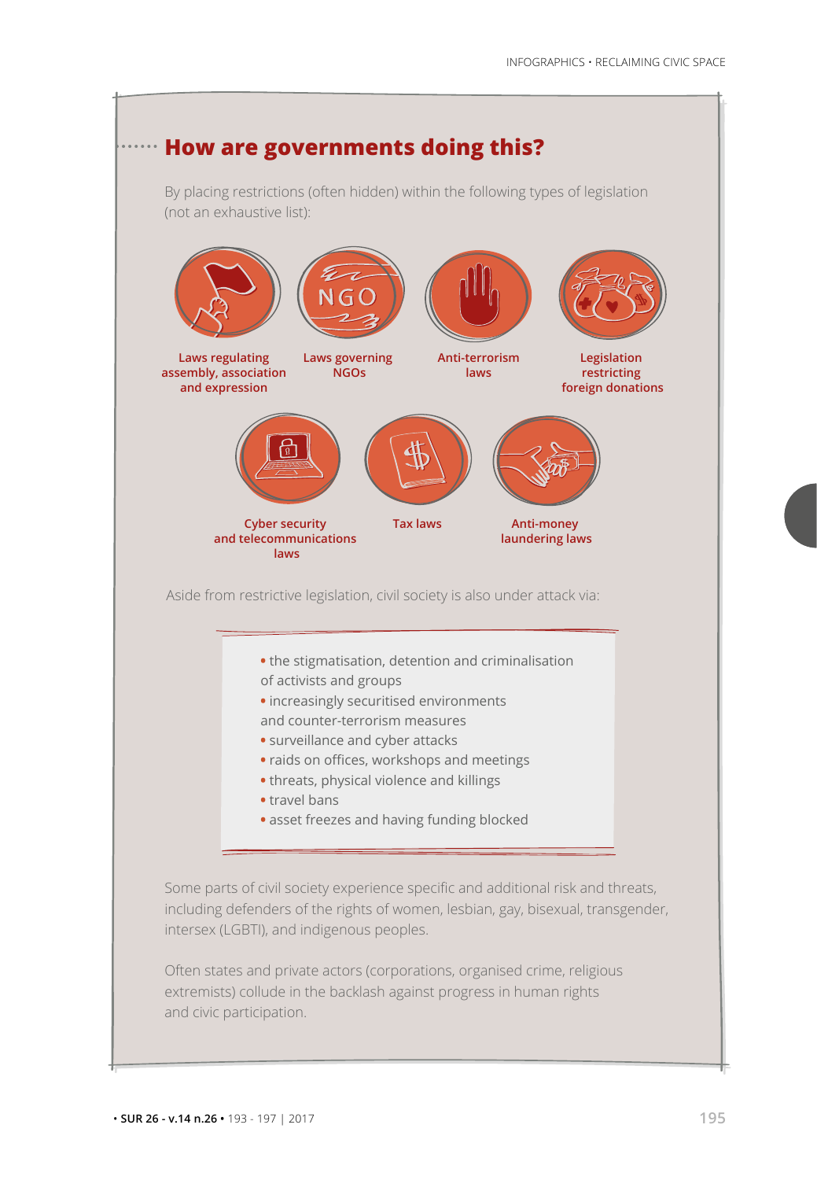## How are governments doing this?

By placing restrictions (often hidden) within the following types of legislation (not an exhaustive list):

- Laws regulating assembly, association and expression
- Laws governing NGOs
- Anti-terrorism laws
- Legislation restricting foreign donations
- Cyber security and telecommunications laws
- Tax laws
- Anti-money laundering laws

Aside from restrictive legislation, civil society is also under attack via:

- the stigmatisation, detention and criminalisation of activists and groups
- increasingly securitised environments and counter-terrorism measures
- surveillance and cyber attacks
- raids on offices, workshops and meetings
- threats, physical violence and killings
- travel bans
- asset freezes and having funding blocked

Some parts of civil society experience specific and additional risk and threats, including defenders of the rights of women, lesbian, gay, bisexual, transgender, intersex (LGBTI), and indigenous peoples.

Often states and private actors (corporations, organised crime, religious extremists) collude in the backlash against progress in human rights and civic participation.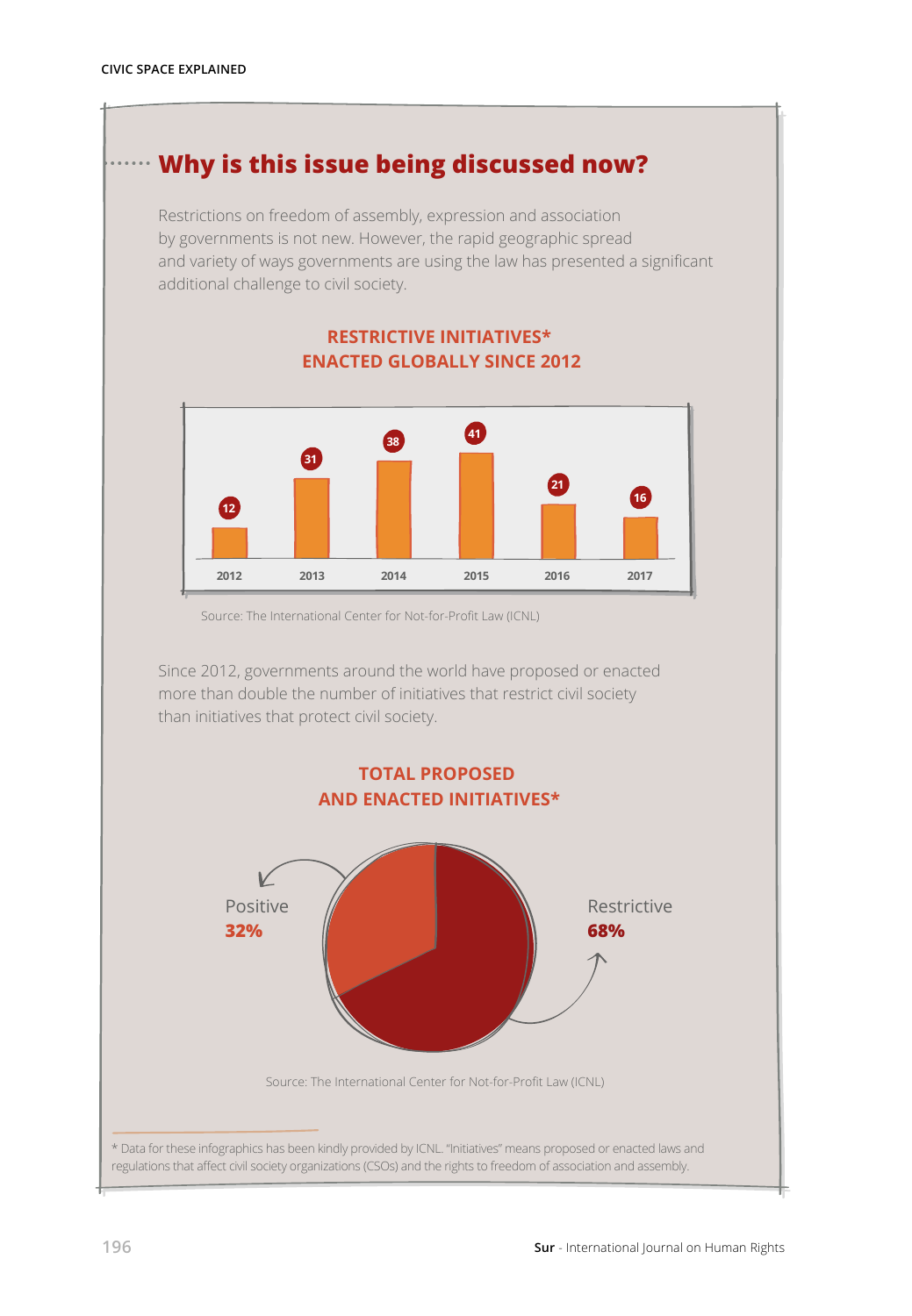## Why is this issue being discussed now?

Restrictions on freedom of assembly, expression and association by governments is not new. However, the rapid geographic spread and variety of ways governments are using the law has presented a significant additional challenge to civil society.

**RESTRICTIVE INITIATIVES* ENACTED GLOBALLY SINCE 2012**

| Year | Initiatives |
|---|---|
| 2012 | 12 |
| 2013 | 31 |
| 2014 | 38 |
| 2015 | 41 |
| 2016 | 21 |
| 2017 | 16 |

Source: The International Center for Not-for-Profit Law (ICNL)

Since 2012, governments around the world have proposed or enacted more than double the number of initiatives that restrict civil society than initiatives that protect civil society.

**TOTAL PROPOSED AND ENACTED INITIATIVES***

Positive **32%**

Restrictive **68%**

Source: The International Center for Not-for-Profit Law (ICNL)

* Data for these infographics has been kindly provided by ICNL. "Initiatives" means proposed or enacted laws and regulations that affect civil society organizations (CSOs) and the rights to freedom of association and assembly.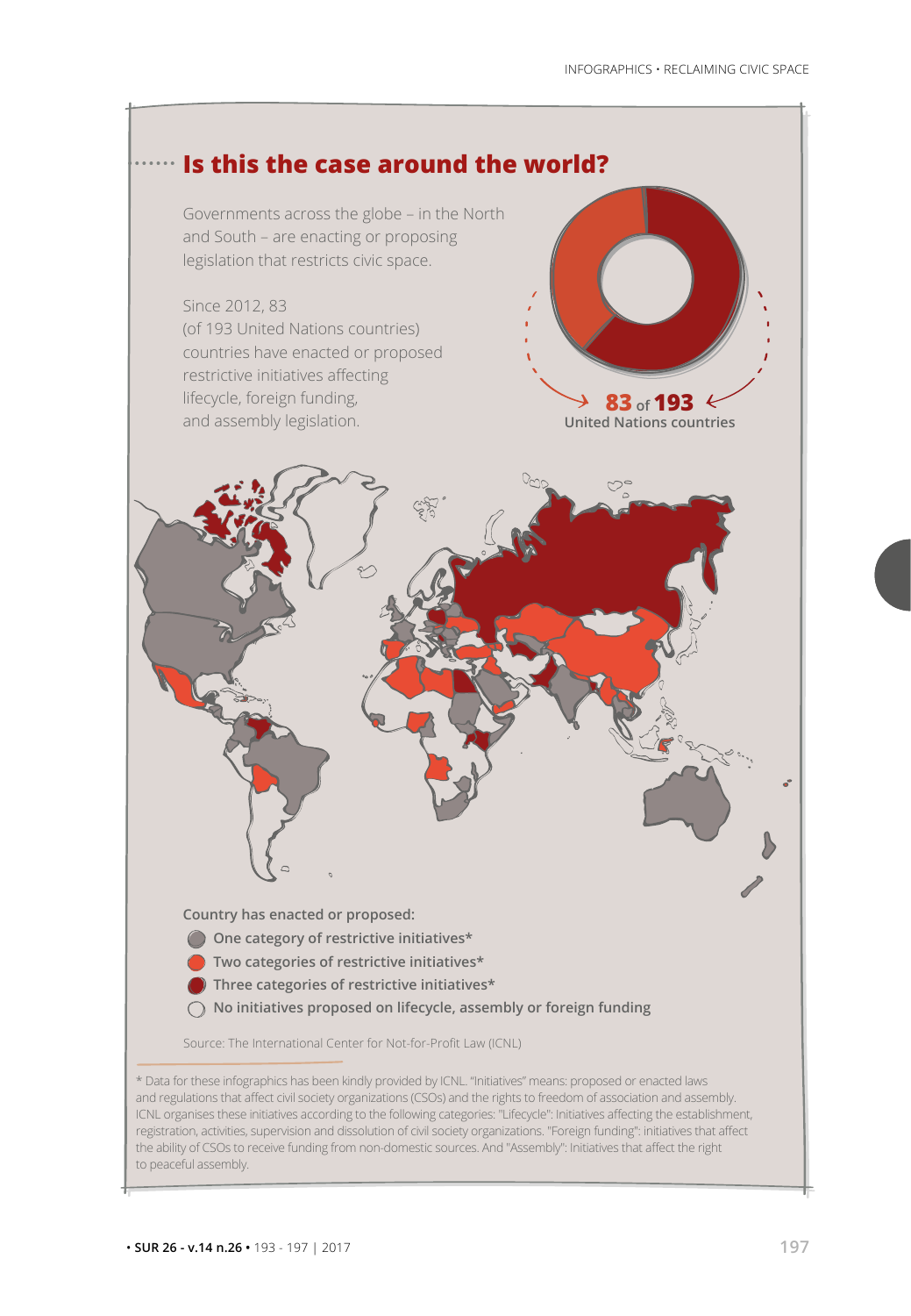## Is this the case around the world?

Governments across the globe – in the North and South – are enacting or proposing legislation that restricts civic space.

Since 2012, 83 (of 193 United Nations countries) countries have enacted or proposed restrictive initiatives affecting lifecycle, foreign funding, and assembly legislation.

**83** of **193**
United Nations countries

**Country has enacted or proposed:**

- One category of restrictive initiatives*
- Two categories of restrictive initiatives*
- Three categories of restrictive initiatives*
- No initiatives proposed on lifecycle, assembly or foreign funding

Source: The International Center for Not-for-Profit Law (ICNL)

* Data for these infographics has been kindly provided by ICNL. "Initiatives" means: proposed or enacted laws and regulations that affect civil society organizations (CSOs) and the rights to freedom of association and assembly. ICNL organises these initiatives according to the following categories: "Lifecycle": Initiatives affecting the establishment, registration, activities, supervision and dissolution of civil society organizations. "Foreign funding": initiatives that affect the ability of CSOs to receive funding from non-domestic sources. And "Assembly": Initiatives that affect the right to peaceful assembly.